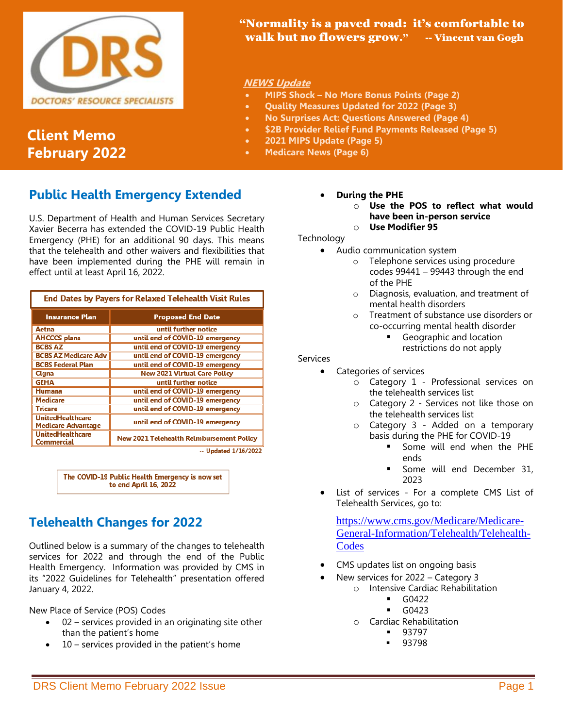DRS DOCTORS' RESOURCE SPECIALISTS

# Client Memo February 2022

**"Normality is a paved road: it's comfortable to walk but no flowers grow."** -- Vincent van Gogh

***NEWS Update***

- **MIPS Shock – No More Bonus Points (Page 2)**
- **Quality Measures Updated for 2022 (Page 3)**
- **No Surprises Act: Questions Answered (Page 4)**
- **$2B Provider Relief Fund Payments Released (Page 5)**
- **2021 MIPS Update (Page 5)**
- **Medicare News (Page 6)**

## Public Health Emergency Extended

U.S. Department of Health and Human Services Secretary Xavier Becerra has extended the COVID-19 Public Health Emergency (PHE) for an additional 90 days. This means that the telehealth and other waivers and flexibilities that have been implemented during the PHE will remain in effect until at least April 16, 2022.

**End Dates by Payers for Relaxed Telehealth Visit Rules**

| Insurance Plan | Proposed End Date |
|---|---|
| Aetna | until further notice |
| AHCCCS plans | until end of COVID-19 emergency |
| BCBS AZ | until end of COVID-19 emergency |
| BCBS AZ Medicare Adv | until end of COVID-19 emergency |
| BCBS Federal Plan | until end of COVID-19 emergency |
| Cigna | New 2021 Virtual Care Policy |
| GEHA | until further notice |
| Humana | until end of COVID-19 emergency |
| Medicare | until end of COVID-19 emergency |
| Tricare | until end of COVID-19 emergency |
| UnitedHealthcare Medicare Advantage | until end of COVID-19 emergency |
| UnitedHealthcare Commercial | New 2021 Telehealth Reimbursement Policy |

-- Updated 1/16/2022

**The COVID-19 Public Health Emergency is now set to end April 16, 2022**

## Telehealth Changes for 2022

Outlined below is a summary of the changes to telehealth services for 2022 and through the end of the Public Health Emergency. Information was provided by CMS in its "2022 Guidelines for Telehealth" presentation offered January 4, 2022.

New Place of Service (POS) Codes

- 02 – services provided in an originating site other than the patient's home
- 10 – services provided in the patient's home
- **During the PHE**
    - **Use the POS to reflect what would have been in-person service**
    - **Use Modifier 95**

Technology

- Audio communication system
    - Telephone services using procedure codes 99441 – 99443 through the end of the PHE
    - Diagnosis, evaluation, and treatment of mental health disorders
    - Treatment of substance use disorders or co-occurring mental health disorder
        - Geographic and location restrictions do not apply

Services

- Categories of services
    - Category 1 - Professional services on the telehealth services list
    - Category 2 - Services not like those on the telehealth services list
    - Category 3 - Added on a temporary basis during the PHE for COVID-19
        - Some will end when the PHE ends
        - Some will end December 31, 2023
- List of services - For a complete CMS List of Telehealth Services, go to:

  https://www.cms.gov/Medicare/Medicare-General-Information/Telehealth/Telehealth-Codes

- CMS updates list on ongoing basis
- New services for 2022 – Category 3
    - Intensive Cardiac Rehabilitation
        - G0422
        - G0423
    - Cardiac Rehabilitation
        - 93797
        - 93798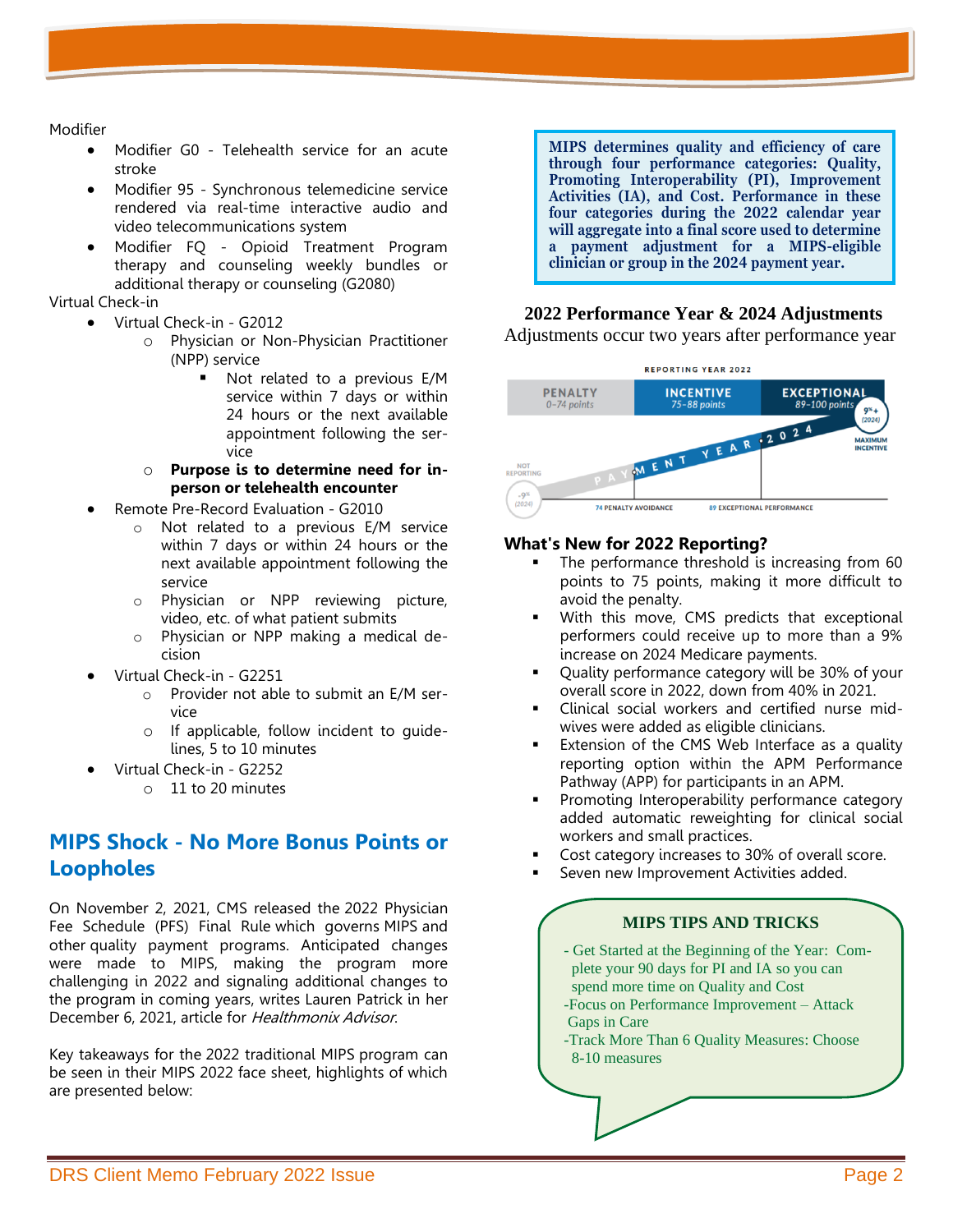Modifier

- Modifier G0 - Telehealth service for an acute stroke
- Modifier 95 - Synchronous telemedicine service rendered via real-time interactive audio and video telecommunications system
- Modifier FQ - Opioid Treatment Program therapy and counseling weekly bundles or additional therapy or counseling (G2080)

Virtual Check-in

- Virtual Check-in - G2012
  - Physician or Non-Physician Practitioner (NPP) service
    - Not related to a previous E/M service within 7 days or within 24 hours or the next available appointment following the service
  - **Purpose is to determine need for in-person or telehealth encounter**
- Remote Pre-Record Evaluation - G2010
  - Not related to a previous E/M service within 7 days or within 24 hours or the next available appointment following the service
  - Physician or NPP reviewing picture, video, etc. of what patient submits
  - Physician or NPP making a medical decision
- Virtual Check-in - G2251
  - Provider not able to submit an E/M service
  - If applicable, follow incident to guidelines, 5 to 10 minutes
- Virtual Check-in - G2252
  - 11 to 20 minutes

## MIPS Shock - No More Bonus Points or Loopholes

On November 2, 2021, CMS released the 2022 Physician Fee Schedule (PFS) Final Rule which governs MIPS and other quality payment programs. Anticipated changes were made to MIPS, making the program more challenging in 2022 and signaling additional changes to the program in coming years, writes Lauren Patrick in her December 6, 2021, article for *Healthmonix Advisor*.

Key takeaways for the 2022 traditional MIPS program can be seen in their MIPS 2022 face sheet, highlights of which are presented below:

**MIPS determines quality and efficiency of care through four performance categories: Quality, Promoting Interoperability (PI), Improvement Activities (IA), and Cost. Performance in these four categories during the 2022 calendar year will aggregate into a final score used to determine a payment adjustment for a MIPS-eligible clinician or group in the 2024 payment year.**

### 2022 Performance Year & 2024 Adjustments

Adjustments occur two years after performance year

REPORTING YEAR 2022

| PENALTY | INCENTIVE | EXCEPTIONAL |
| --- | --- | --- |
| 0–74 points | 75–88 points | 89–100 points |

NOT REPORTING -9% (2024) — PAYMENT YEAR 2024 — 9%+ (2024) MAXIMUM INCENTIVE

74 PENALTY AVOIDANCE — 89 EXCEPTIONAL PERFORMANCE

### What's New for 2022 Reporting?

- The performance threshold is increasing from 60 points to 75 points, making it more difficult to avoid the penalty.
- With this move, CMS predicts that exceptional performers could receive up to more than a 9% increase on 2024 Medicare payments.
- Quality performance category will be 30% of your overall score in 2022, down from 40% in 2021.
- Clinical social workers and certified nurse midwives were added as eligible clinicians.
- Extension of the CMS Web Interface as a quality reporting option within the APM Performance Pathway (APP) for participants in an APM.
- Promoting Interoperability performance category added automatic reweighting for clinical social workers and small practices.
- Cost category increases to 30% of overall score.
- Seven new Improvement Activities added.

**MIPS TIPS AND TRICKS**

- Get Started at the Beginning of the Year: Complete your 90 days for PI and IA so you can spend more time on Quality and Cost
- Focus on Performance Improvement – Attack Gaps in Care
- Track More Than 6 Quality Measures: Choose 8-10 measures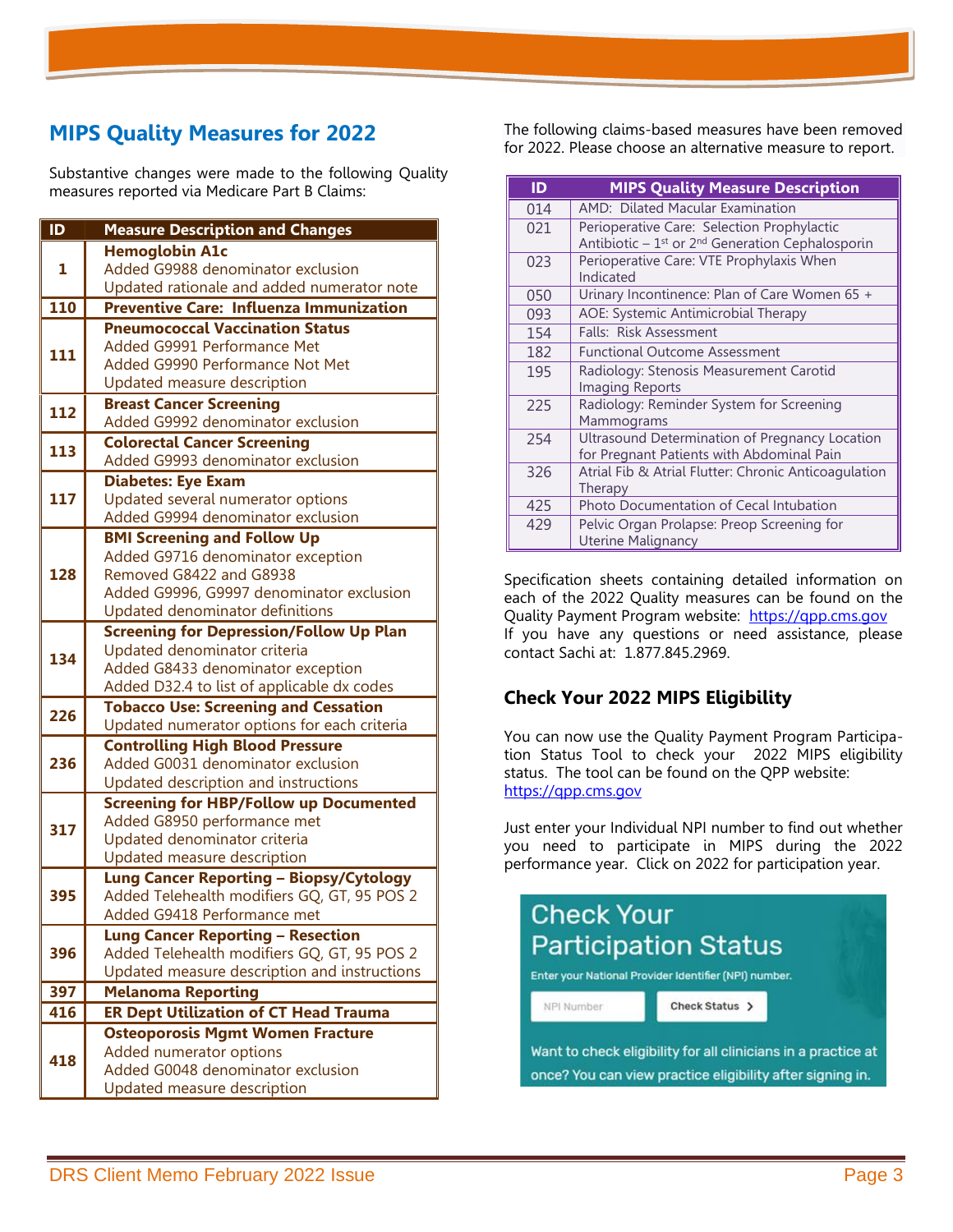## MIPS Quality Measures for 2022

Substantive changes were made to the following Quality measures reported via Medicare Part B Claims:

| ID | Measure Description and Changes |
|---|---|
| 1 | **Hemoglobin A1c**<br>Added G9988 denominator exclusion<br>Updated rationale and added numerator note |
| 110 | **Preventive Care: Influenza Immunization** |
| 111 | **Pneumococcal Vaccination Status**<br>Added G9991 Performance Met<br>Added G9990 Performance Not Met<br>Updated measure description |
| 112 | **Breast Cancer Screening**<br>Added G9992 denominator exclusion |
| 113 | **Colorectal Cancer Screening**<br>Added G9993 denominator exclusion |
| 117 | **Diabetes: Eye Exam**<br>Updated several numerator options<br>Added G9994 denominator exclusion |
| 128 | **BMI Screening and Follow Up**<br>Added G9716 denominator exception<br>Removed G8422 and G8938<br>Added G9996, G9997 denominator exclusion<br>Updated denominator definitions |
| 134 | **Screening for Depression/Follow Up Plan**<br>Updated denominator criteria<br>Added G8433 denominator exception<br>Added D32.4 to list of applicable dx codes |
| 226 | **Tobacco Use: Screening and Cessation**<br>Updated numerator options for each criteria |
| 236 | **Controlling High Blood Pressure**<br>Added G0031 denominator exclusion<br>Updated description and instructions |
| 317 | **Screening for HBP/Follow up Documented**<br>Added G8950 performance met<br>Updated denominator criteria<br>Updated measure description |
| 395 | **Lung Cancer Reporting – Biopsy/Cytology**<br>Added Telehealth modifiers GQ, GT, 95 POS 2<br>Added G9418 Performance met |
| 396 | **Lung Cancer Reporting – Resection**<br>Added Telehealth modifiers GQ, GT, 95 POS 2<br>Updated measure description and instructions |
| 397 | **Melanoma Reporting** |
| 416 | **ER Dept Utilization of CT Head Trauma** |
| 418 | **Osteoporosis Mgmt Women Fracture**<br>Added numerator options<br>Added G0048 denominator exclusion<br>Updated measure description |

The following claims-based measures have been removed for 2022. Please choose an alternative measure to report.

| ID | MIPS Quality Measure Description |
|---|---|
| 014 | AMD: Dilated Macular Examination |
| 021 | Perioperative Care: Selection Prophylactic Antibiotic – 1st or 2nd Generation Cephalosporin |
| 023 | Perioperative Care: VTE Prophylaxis When Indicated |
| 050 | Urinary Incontinence: Plan of Care Women 65 + |
| 093 | AOE: Systemic Antimicrobial Therapy |
| 154 | Falls: Risk Assessment |
| 182 | Functional Outcome Assessment |
| 195 | Radiology: Stenosis Measurement Carotid Imaging Reports |
| 225 | Radiology: Reminder System for Screening Mammograms |
| 254 | Ultrasound Determination of Pregnancy Location for Pregnant Patients with Abdominal Pain |
| 326 | Atrial Fib & Atrial Flutter: Chronic Anticoagulation Therapy |
| 425 | Photo Documentation of Cecal Intubation |
| 429 | Pelvic Organ Prolapse: Preop Screening for Uterine Malignancy |

Specification sheets containing detailed information on each of the 2022 Quality measures can be found on the Quality Payment Program website: https://qpp.cms.gov
If you have any questions or need assistance, please contact Sachi at: 1.877.845.2969.

### Check Your 2022 MIPS Eligibility

You can now use the Quality Payment Program Participation Status Tool to check your 2022 MIPS eligibility status. The tool can be found on the QPP website: https://qpp.cms.gov

Just enter your Individual NPI number to find out whether you need to participate in MIPS during the 2022 performance year. Click on 2022 for participation year.

Check Your Participation Status

Enter your National Provider Identifier (NPI) number.

NPI Number | Check Status >

Want to check eligibility for all clinicians in a practice at once? You can view practice eligibility after signing in.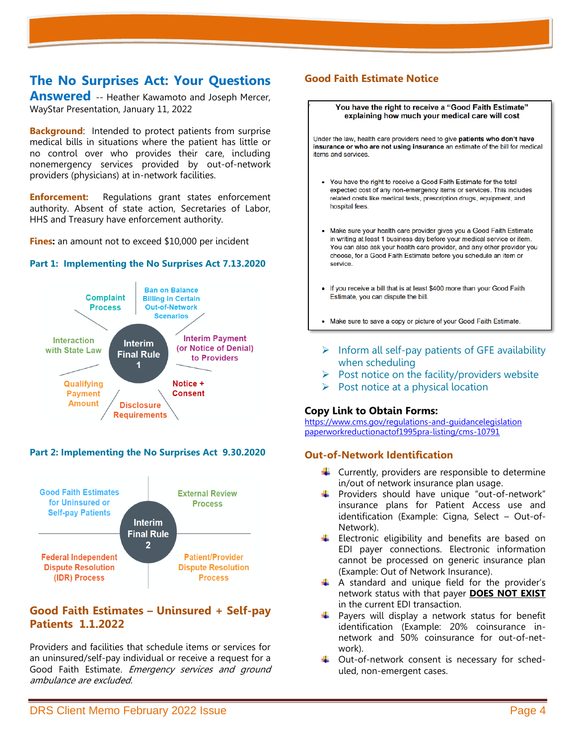# The No Surprises Act: Your Questions Answered

-- Heather Kawamoto and Joseph Mercer, WayStar Presentation, January 11, 2022

**Background**: Intended to protect patients from surprise medical bills in situations where the patient has little or no control over who provides their care, including nonemergency services provided by out-of-network providers (physicians) at in-network facilities.

**Enforcement:** Regulations grant states enforcement authority. Absent of state action, Secretaries of Labor, HHS and Treasury have enforcement authority.

**Fines:** an amount not to exceed $10,000 per incident

### Part 1: Implementing the No Surprises Act 7.13.2020

Interim Final Rule 1

- Complaint Process
- Ban on Balance Billing in Certain Out-of-Network Scenarios
- Interim Payment (or Notice of Denial) to Providers
- Notice + Consent
- Disclosure Requirements
- Qualifying Payment Amount
- Interaction with State Law

### Part 2: Implementing the No Surprises Act 9.30.2020

Interim Final Rule 2

- Good Faith Estimates for Uninsured or Self-pay Patients
- External Review Process
- Patient/Provider Dispute Resolution Process
- Federal Independent Dispute Resolution (IDR) Process

## Good Faith Estimates – Uninsured + Self-pay Patients 1.1.2022

Providers and facilities that schedule items or services for an uninsured/self-pay individual or receive a request for a Good Faith Estimate. *Emergency services and ground ambulance are excluded.*

## Good Faith Estimate Notice

**You have the right to receive a "Good Faith Estimate" explaining how much your medical care will cost**

Under the law, health care providers need to give **patients who don't have insurance or who are not using insurance** an estimate of the bill for medical items and services.

- You have the right to receive a Good Faith Estimate for the total expected cost of any non-emergency items or services. This includes related costs like medical tests, prescription drugs, equipment, and hospital fees.
- Make sure your health care provider gives you a Good Faith Estimate in writing at least 1 business day before your medical service or item. You can also ask your health care provider, and any other provider you choose, for a Good Faith Estimate before you schedule an item or service.
- If you receive a bill that is at least $400 more than your Good Faith Estimate, you can dispute the bill.
- Make sure to save a copy or picture of your Good Faith Estimate.

- Inform all self-pay patients of GFE availability when scheduling
- Post notice on the facility/providers website
- Post notice at a physical location

**Copy Link to Obtain Forms:**
https://www.cms.gov/regulations-and-guidancelegislation paperworkreductionactof1995pra-listing/cms-10791

## Out-of-Network Identification

- Currently, providers are responsible to determine in/out of network insurance plan usage.
- Providers should have unique "out-of-network" insurance plans for Patient Access use and identification (Example: Cigna, Select – Out-of-Network).
- Electronic eligibility and benefits are based on EDI payer connections. Electronic information cannot be processed on generic insurance plan (Example: Out of Network Insurance).
- A standard and unique field for the provider's network status with that payer **DOES NOT EXIST** in the current EDI transaction.
- Payers will display a network status for benefit identification (Example: 20% coinsurance in-network and 50% coinsurance for out-of-network).
- Out-of-network consent is necessary for scheduled, non-emergent cases.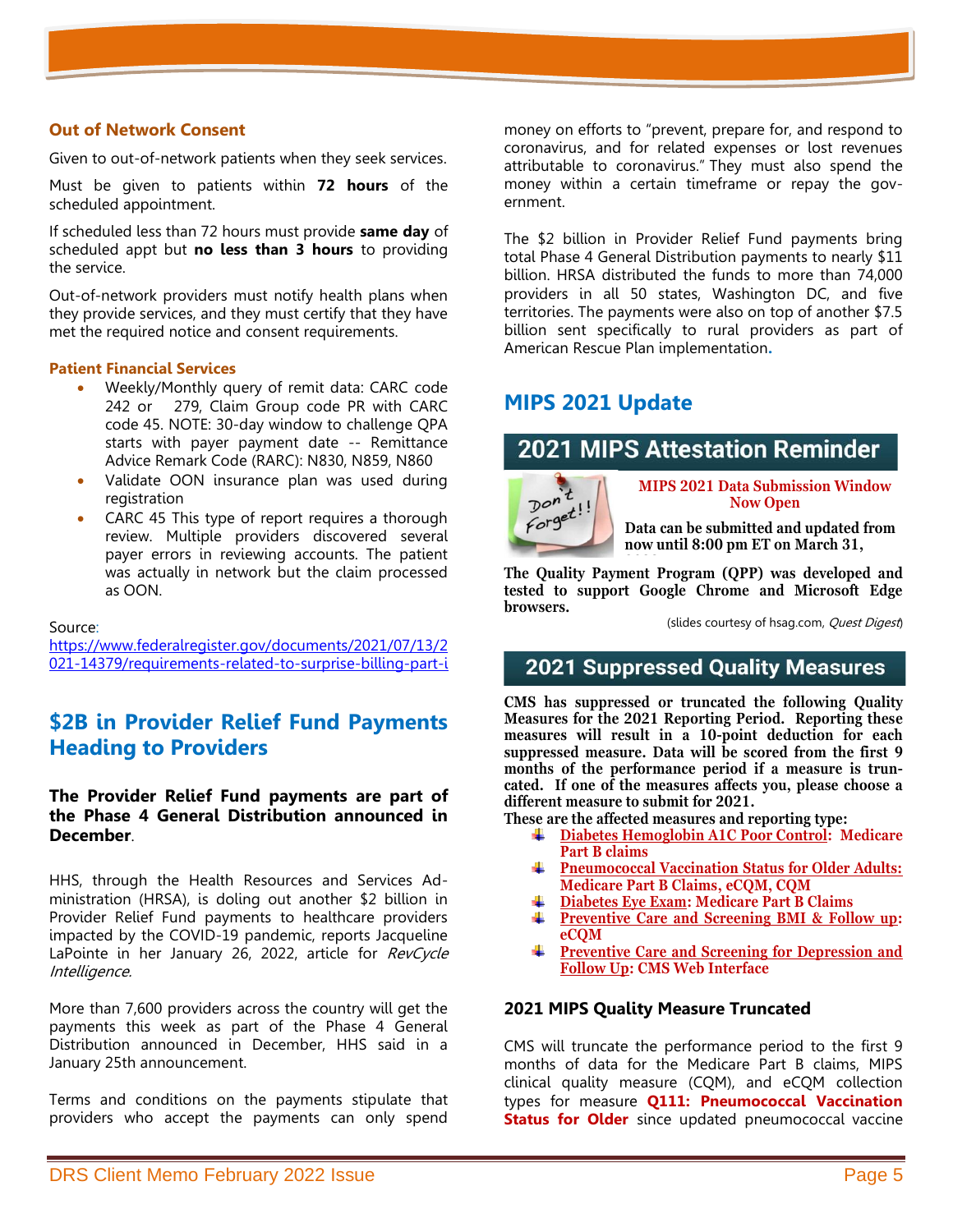### Out of Network Consent

Given to out-of-network patients when they seek services.

Must be given to patients within **72 hours** of the scheduled appointment.

If scheduled less than 72 hours must provide **same day** of scheduled appt but **no less than 3 hours** to providing the service.

Out-of-network providers must notify health plans when they provide services, and they must certify that they have met the required notice and consent requirements.

#### Patient Financial Services

- Weekly/Monthly query of remit data: CARC code 242 or 279, Claim Group code PR with CARC code 45. NOTE: 30-day window to challenge QPA starts with payer payment date -- Remittance Advice Remark Code (RARC): N830, N859, N860
- Validate OON insurance plan was used during registration
- CARC 45 This type of report requires a thorough review. Multiple providers discovered several payer errors in reviewing accounts. The patient was actually in network but the claim processed as OON.

Source:
https://www.federalregister.gov/documents/2021/07/13/2021-14379/requirements-related-to-surprise-billing-part-i

## $2B in Provider Relief Fund Payments Heading to Providers

**The Provider Relief Fund payments are part of the Phase 4 General Distribution announced in December.**

HHS, through the Health Resources and Services Administration (HRSA), is doling out another $2 billion in Provider Relief Fund payments to healthcare providers impacted by the COVID-19 pandemic, reports Jacqueline LaPointe in her January 26, 2022, article for *RevCycle Intelligence*.

More than 7,600 providers across the country will get the payments this week as part of the Phase 4 General Distribution announced in December, HHS said in a January 25th announcement.

Terms and conditions on the payments stipulate that providers who accept the payments can only spend money on efforts to "prevent, prepare for, and respond to coronavirus, and for related expenses or lost revenues attributable to coronavirus." They must also spend the money within a certain timeframe or repay the government.

The $2 billion in Provider Relief Fund payments bring total Phase 4 General Distribution payments to nearly $11 billion. HRSA distributed the funds to more than 74,000 providers in all 50 states, Washington DC, and five territories. The payments were also on top of another $7.5 billion sent specifically to rural providers as part of American Rescue Plan implementation.

## MIPS 2021 Update

### 2021 MIPS Attestation Reminder

**MIPS 2021 Data Submission Window Now Open**

**Data can be submitted and updated from now until 8:00 pm ET on March 31,**

**The Quality Payment Program (QPP) was developed and tested to support Google Chrome and Microsoft Edge browsers.**

(slides courtesy of hsag.com, *Quest Digest*)

### 2021 Suppressed Quality Measures

**CMS has suppressed or truncated the following Quality Measures for the 2021 Reporting Period. Reporting these measures will result in a 10-point deduction for each suppressed measure. Data will be scored from the first 9 months of the performance period if a measure is truncated. If one of the measures affects you, please choose a different measure to submit for 2021.**

**These are the affected measures and reporting type:**

- **Diabetes Hemoglobin A1C Poor Control: Medicare Part B claims**
- **Pneumococcal Vaccination Status for Older Adults: Medicare Part B Claims, eCQM, CQM**
- **Diabetes Eye Exam: Medicare Part B Claims**
- **Preventive Care and Screening BMI & Follow up: eCQM**
- **Preventive Care and Screening for Depression and Follow Up: CMS Web Interface**

#### 2021 MIPS Quality Measure Truncated

CMS will truncate the performance period to the first 9 months of data for the Medicare Part B claims, MIPS clinical quality measure (CQM), and eCQM collection types for measure **Q111: Pneumococcal Vaccination Status for Older** since updated pneumococcal vaccine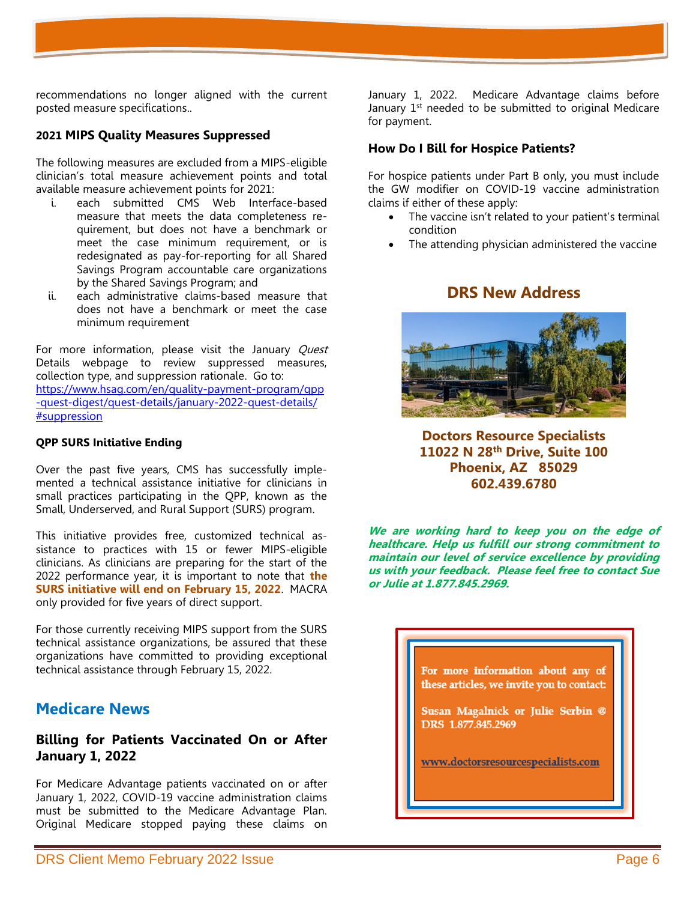recommendations no longer aligned with the current posted measure specifications..

**2021 MIPS Quality Measures Suppressed**

The following measures are excluded from a MIPS-eligible clinician's total measure achievement points and total available measure achievement points for 2021:

i. each submitted CMS Web Interface-based measure that meets the data completeness requirement, but does not have a benchmark or meet the case minimum requirement, or is redesignated as pay-for-reporting for all Shared Savings Program accountable care organizations by the Shared Savings Program; and
ii. each administrative claims-based measure that does not have a benchmark or meet the case minimum requirement

For more information, please visit the January *Quest* Details webpage to review suppressed measures, collection type, and suppression rationale. Go to: https://www.hsag.com/en/quality-payment-program/qpp-quest-digest/quest-details/january-2022-quest-details/#suppression

**QPP SURS Initiative Ending**

Over the past five years, CMS has successfully implemented a technical assistance initiative for clinicians in small practices participating in the QPP, known as the Small, Underserved, and Rural Support (SURS) program.

This initiative provides free, customized technical assistance to practices with 15 or fewer MIPS-eligible clinicians. As clinicians are preparing for the start of the 2022 performance year, it is important to note that **the SURS initiative will end on February 15, 2022**. MACRA only provided for five years of direct support.

For those currently receiving MIPS support from the SURS technical assistance organizations, be assured that these organizations have committed to providing exceptional technical assistance through February 15, 2022.

## Medicare News

### Billing for Patients Vaccinated On or After January 1, 2022

For Medicare Advantage patients vaccinated on or after January 1, 2022, COVID-19 vaccine administration claims must be submitted to the Medicare Advantage Plan. Original Medicare stopped paying these claims on January 1, 2022. Medicare Advantage claims before January 1st needed to be submitted to original Medicare for payment.

**How Do I Bill for Hospice Patients?**

For hospice patients under Part B only, you must include the GW modifier on COVID-19 vaccine administration claims if either of these apply:

- The vaccine isn't related to your patient's terminal condition
- The attending physician administered the vaccine

## DRS New Address

**Doctors Resource Specialists**
**11022 N 28th Drive, Suite 100**
**Phoenix, AZ 85029**
**602.439.6780**

***We are working hard to keep you on the edge of healthcare. Help us fulfill our strong commitment to maintain our level of service excellence by providing us with your feedback. Please feel free to contact Sue or Julie at 1.877.845.2969.***

**For more information about any of these articles, we invite you to contact:**

**Susan Magalnick or Julie Serbin @ DRS 1.877.845.2969**

www.doctorsresourcespecialists.com